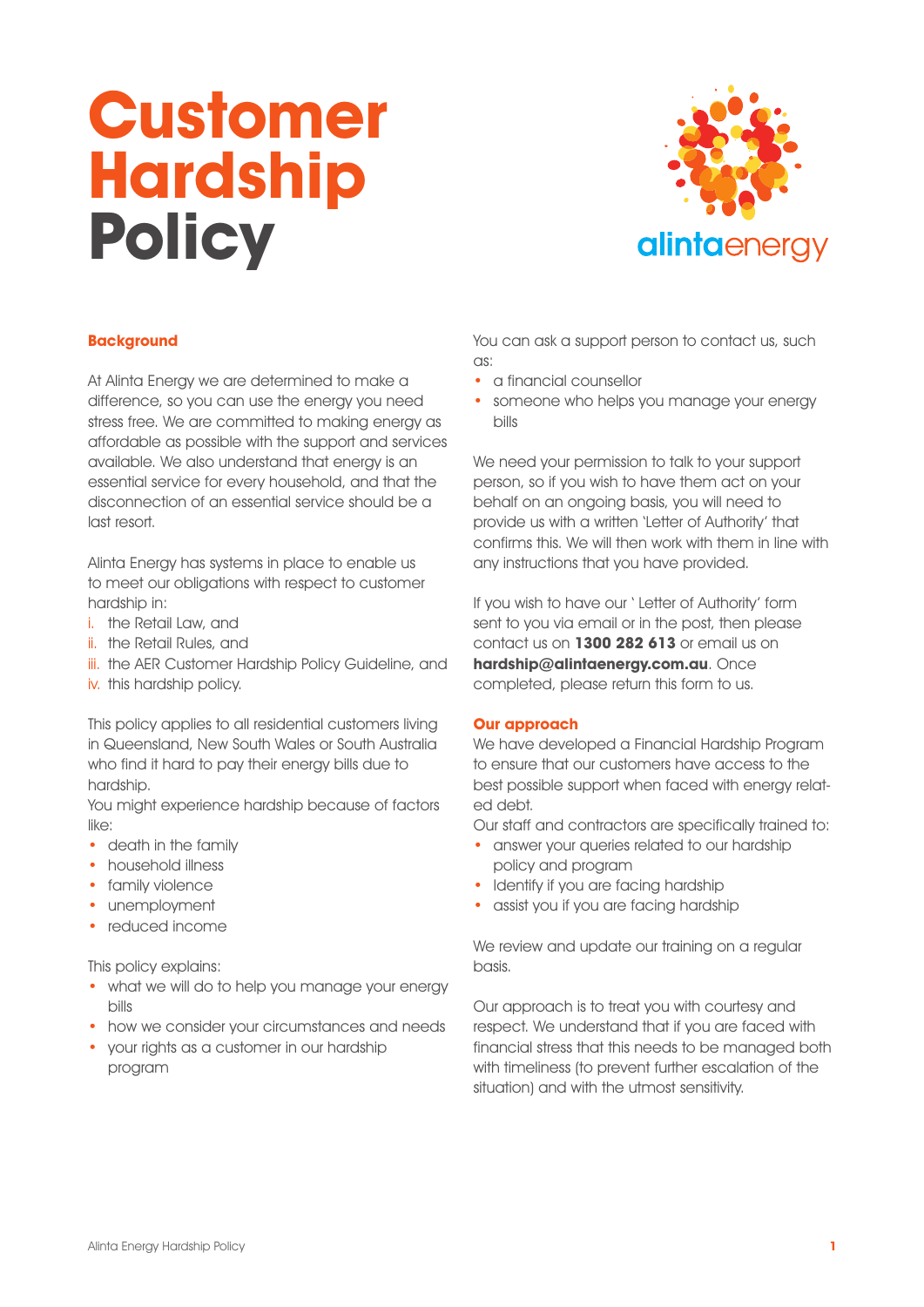# Customer Hardship Policy

alintaenergy

## Background

At Alinta Energy we are determined to make a difference, so you can use the energy you need stress free. We are committed to making energy as affordable as possible with the support and services available. We also understand that energy is an essential service for every household, and that the disconnection of an essential service should be a last resort.

Alinta Energy has systems in place to enable us to meet our obligations with respect to customer hardship in:

i. the Retail Law, and
ii. the Retail Rules, and
iii. the AER Customer Hardship Policy Guideline, and
iv. this hardship policy.

This policy applies to all residential customers living in Queensland, New South Wales or South Australia who find it hard to pay their energy bills due to hardship.
You might experience hardship because of factors like:

- death in the family
- household illness
- family violence
- unemployment
- reduced income

This policy explains:

- what we will do to help you manage your energy bills
- how we consider your circumstances and needs
- your rights as a customer in our hardship program

You can ask a support person to contact us, such as:

- a financial counsellor
- someone who helps you manage your energy bills

We need your permission to talk to your support person, so if you wish to have them act on your behalf on an ongoing basis, you will need to provide us with a written 'Letter of Authority' that confirms this. We will then work with them in line with any instructions that you have provided.

If you wish to have our ' Letter of Authority' form sent to you via email or in the post, then please contact us on **1300 282 613** or email us on **hardship@alintaenergy.com.au**. Once completed, please return this form to us.

## Our approach

We have developed a Financial Hardship Program to ensure that our customers have access to the best possible support when faced with energy related debt.
Our staff and contractors are specifically trained to:

- answer your queries related to our hardship policy and program
- Identify if you are facing hardship
- assist you if you are facing hardship

We review and update our training on a regular basis.

Our approach is to treat you with courtesy and respect. We understand that if you are faced with financial stress that this needs to be managed both with timeliness (to prevent further escalation of the situation) and with the utmost sensitivity.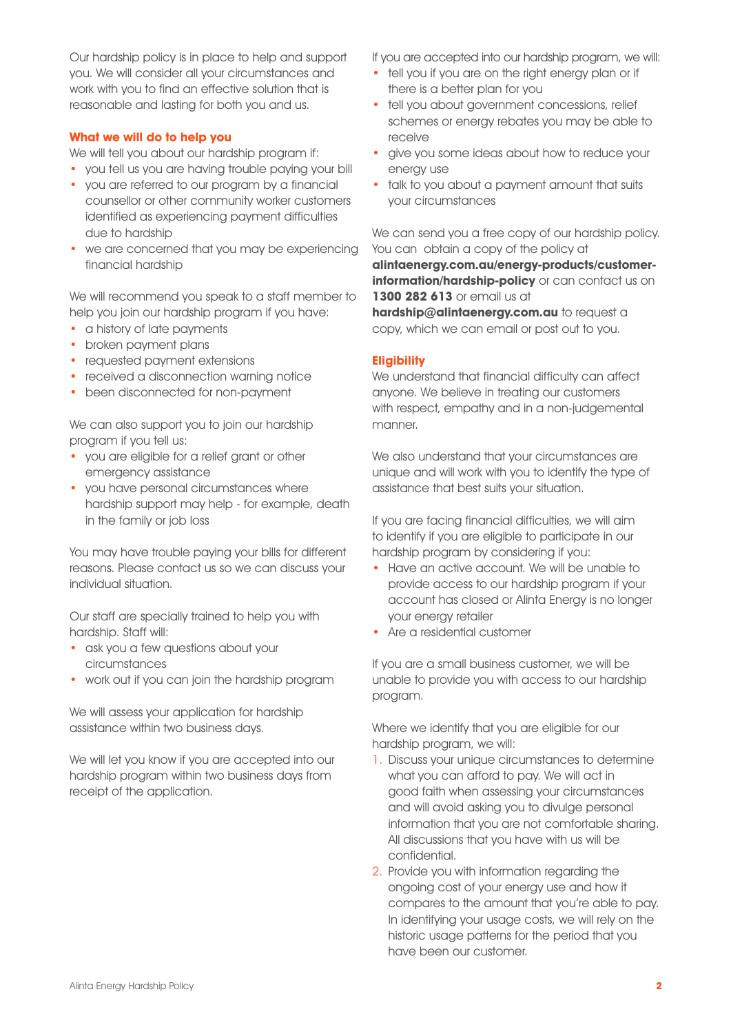Our hardship policy is in place to help and support you. We will consider all your circumstances and work with you to find an effective solution that is reasonable and lasting for both you and us.

### What we will do to help you

We will tell you about our hardship program if:

- you tell us you are having trouble paying your bill
- you are referred to our program by a financial counsellor or other community worker customers identified as experiencing payment difficulties due to hardship
- we are concerned that you may be experiencing financial hardship

We will recommend you speak to a staff member to help you join our hardship program if you have:

- a history of late payments
- broken payment plans
- requested payment extensions
- received a disconnection warning notice
- been disconnected for non-payment

We can also support you to join our hardship program if you tell us:

- you are eligible for a relief grant or other emergency assistance
- you have personal circumstances where hardship support may help - for example, death in the family or job loss

You may have trouble paying your bills for different reasons. Please contact us so we can discuss your individual situation.

Our staff are specially trained to help you with hardship. Staff will:

- ask you a few questions about your circumstances
- work out if you can join the hardship program

We will assess your application for hardship assistance within two business days.

We will let you know if you are accepted into our hardship program within two business days from receipt of the application.

If you are accepted into our hardship program, we will:

- tell you if you are on the right energy plan or if there is a better plan for you
- tell you about government concessions, relief schemes or energy rebates you may be able to receive
- give you some ideas about how to reduce your energy use
- talk to you about a payment amount that suits your circumstances

We can send you a free copy of our hardship policy. You can obtain a copy of the policy at **alintaenergy.com.au/energy-products/customer-information/hardship-policy** or can contact us on **1300 282 613** or email us at **hardship@alintaenergy.com.au** to request a copy, which we can email or post out to you.

### Eligibility

We understand that financial difficulty can affect anyone. We believe in treating our customers with respect, empathy and in a non-judgemental manner.

We also understand that your circumstances are unique and will work with you to identify the type of assistance that best suits your situation.

If you are facing financial difficulties, we will aim to identify if you are eligible to participate in our hardship program by considering if you:

- Have an active account. We will be unable to provide access to our hardship program if your account has closed or Alinta Energy is no longer your energy retailer
- Are a residential customer

If you are a small business customer, we will be unable to provide you with access to our hardship program.

Where we identify that you are eligible for our hardship program, we will:

1. Discuss your unique circumstances to determine what you can afford to pay. We will act in good faith when assessing your circumstances and will avoid asking you to divulge personal information that you are not comfortable sharing. All discussions that you have with us will be confidential.
2. Provide you with information regarding the ongoing cost of your energy use and how it compares to the amount that you're able to pay. In identifying your usage costs, we will rely on the historic usage patterns for the period that you have been our customer.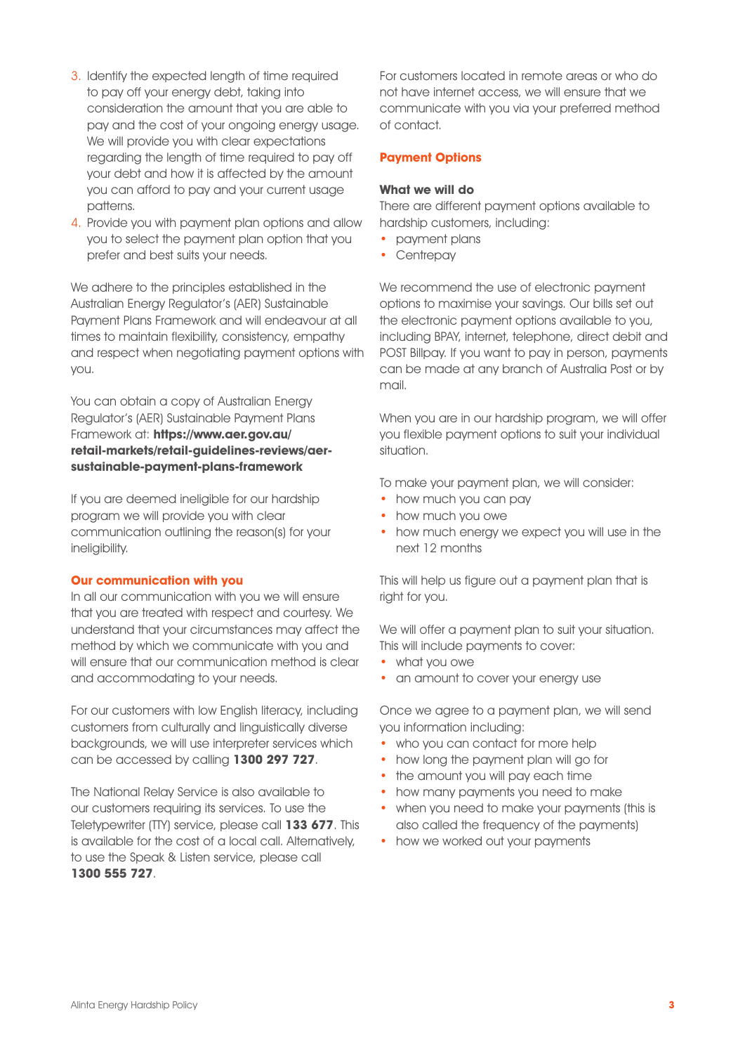3. Identify the expected length of time required to pay off your energy debt, taking into consideration the amount that you are able to pay and the cost of your ongoing energy usage. We will provide you with clear expectations regarding the length of time required to pay off your debt and how it is affected by the amount you can afford to pay and your current usage patterns.
4. Provide you with payment plan options and allow you to select the payment plan option that you prefer and best suits your needs.

We adhere to the principles established in the Australian Energy Regulator's (AER) Sustainable Payment Plans Framework and will endeavour at all times to maintain flexibility, consistency, empathy and respect when negotiating payment options with you.

You can obtain a copy of Australian Energy Regulator's (AER) Sustainable Payment Plans Framework at: **https://www.aer.gov.au/retail-markets/retail-guidelines-reviews/aer-sustainable-payment-plans-framework**

If you are deemed ineligible for our hardship program we will provide you with clear communication outlining the reason(s) for your ineligibility.

## Our communication with you

In all our communication with you we will ensure that you are treated with respect and courtesy. We understand that your circumstances may affect the method by which we communicate with you and will ensure that our communication method is clear and accommodating to your needs.

For our customers with low English literacy, including customers from culturally and linguistically diverse backgrounds, we will use interpreter services which can be accessed by calling **1300 297 727**.

The National Relay Service is also available to our customers requiring its services. To use the Teletypewriter (TTY) service, please call **133 677**. This is available for the cost of a local call. Alternatively, to use the Speak & Listen service, please call **1300 555 727**.

For customers located in remote areas or who do not have internet access, we will ensure that we communicate with you via your preferred method of contact.

## Payment Options

### What we will do

There are different payment options available to hardship customers, including:

- payment plans
- Centrepay

We recommend the use of electronic payment options to maximise your savings. Our bills set out the electronic payment options available to you, including BPAY, internet, telephone, direct debit and POST Billpay. If you want to pay in person, payments can be made at any branch of Australia Post or by mail.

When you are in our hardship program, we will offer you flexible payment options to suit your individual situation.

To make your payment plan, we will consider:

- how much you can pay
- how much you owe
- how much energy we expect you will use in the next 12 months

This will help us figure out a payment plan that is right for you.

We will offer a payment plan to suit your situation. This will include payments to cover:

- what you owe
- an amount to cover your energy use

Once we agree to a payment plan, we will send you information including:

- who you can contact for more help
- how long the payment plan will go for
- the amount you will pay each time
- how many payments you need to make
- when you need to make your payments (this is also called the frequency of the payments)
- how we worked out your payments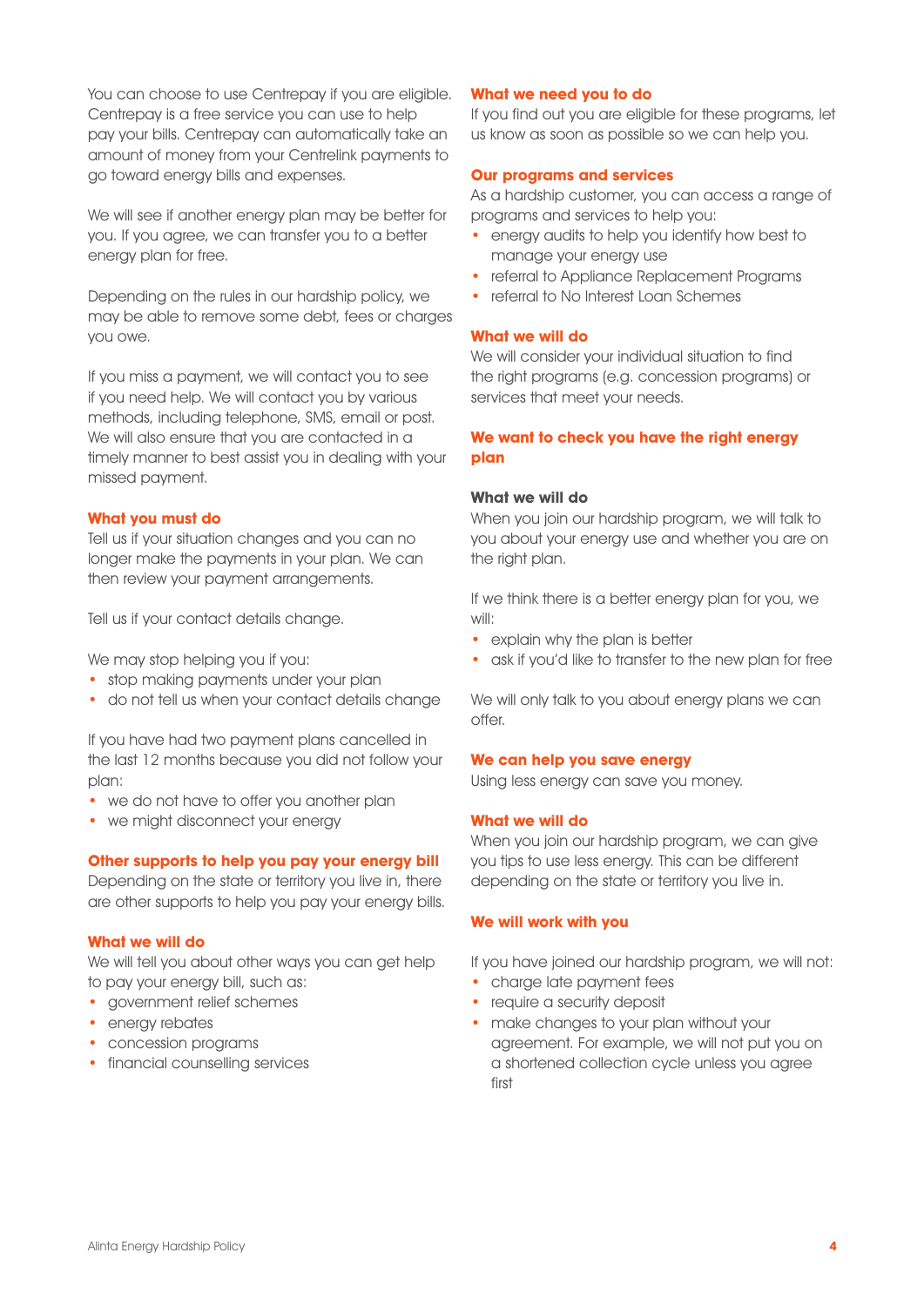You can choose to use Centrepay if you are eligible. Centrepay is a free service you can use to help pay your bills. Centrepay can automatically take an amount of money from your Centrelink payments to go toward energy bills and expenses.

We will see if another energy plan may be better for you. If you agree, we can transfer you to a better energy plan for free.

Depending on the rules in our hardship policy, we may be able to remove some debt, fees or charges you owe.

If you miss a payment, we will contact you to see if you need help. We will contact you by various methods, including telephone, SMS, email or post. We will also ensure that you are contacted in a timely manner to best assist you in dealing with your missed payment.

### What you must do

Tell us if your situation changes and you can no longer make the payments in your plan. We can then review your payment arrangements.

Tell us if your contact details change.

We may stop helping you if you:

- stop making payments under your plan
- do not tell us when your contact details change

If you have had two payment plans cancelled in the last 12 months because you did not follow your plan:

- we do not have to offer you another plan
- we might disconnect your energy

## Other supports to help you pay your energy bill

Depending on the state or territory you live in, there are other supports to help you pay your energy bills.

### What we will do

We will tell you about other ways you can get help to pay your energy bill, such as:

- government relief schemes
- energy rebates
- concession programs
- financial counselling services

### What we need you to do

If you find out you are eligible for these programs, let us know as soon as possible so we can help you.

## Our programs and services

As a hardship customer, you can access a range of programs and services to help you:

- energy audits to help you identify how best to manage your energy use
- referral to Appliance Replacement Programs
- referral to No Interest Loan Schemes

### What we will do

We will consider your individual situation to find the right programs (e.g. concession programs) or services that meet your needs.

## We want to check you have the right energy plan

### What we will do

When you join our hardship program, we will talk to you about your energy use and whether you are on the right plan.

If we think there is a better energy plan for you, we will:

- explain why the plan is better
- ask if you'd like to transfer to the new plan for free

We will only talk to you about energy plans we can offer.

## We can help you save energy

Using less energy can save you money.

### What we will do

When you join our hardship program, we can give you tips to use less energy. This can be different depending on the state or territory you live in.

## We will work with you

If you have joined our hardship program, we will not:

- charge late payment fees
- require a security deposit
- make changes to your plan without your agreement. For example, we will not put you on a shortened collection cycle unless you agree first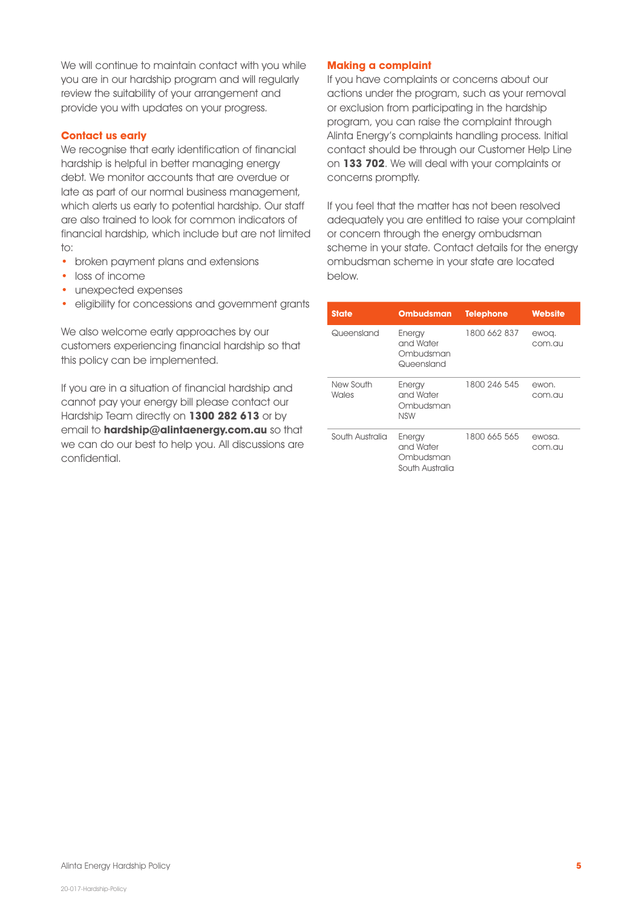We will continue to maintain contact with you while you are in our hardship program and will regularly review the suitability of your arrangement and provide you with updates on your progress.

## Contact us early

We recognise that early identification of financial hardship is helpful in better managing energy debt. We monitor accounts that are overdue or late as part of our normal business management, which alerts us early to potential hardship. Our staff are also trained to look for common indicators of financial hardship, which include but are not limited to:

- broken payment plans and extensions
- loss of income
- unexpected expenses
- eligibility for concessions and government grants

We also welcome early approaches by our customers experiencing financial hardship so that this policy can be implemented.

If you are in a situation of financial hardship and cannot pay your energy bill please contact our Hardship Team directly on **1300 282 613** or by email to **hardship@alintaenergy.com.au** so that we can do our best to help you. All discussions are confidential.

## Making a complaint

If you have complaints or concerns about our actions under the program, such as your removal or exclusion from participating in the hardship program, you can raise the complaint through Alinta Energy's complaints handling process. Initial contact should be through our Customer Help Line on **133 702**. We will deal with your complaints or concerns promptly.

If you feel that the matter has not been resolved adequately you are entitled to raise your complaint or concern through the energy ombudsman scheme in your state. Contact details for the energy ombudsman scheme in your state are located below.

| State | Ombudsman | Telephone | Website |
|---|---|---|---|
| Queensland | Energy and Water Ombudsman Queensland | 1800 662 837 | ewoq.com.au |
| New South Wales | Energy and Water Ombudsman NSW | 1800 246 545 | ewon.com.au |
| South Australia | Energy and Water Ombudsman South Australia | 1800 665 565 | ewosa.com.au |